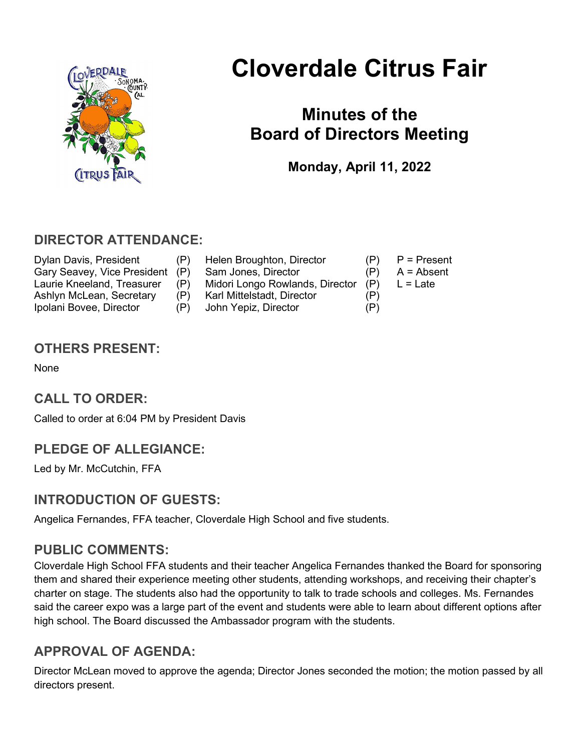# Cloverdale Citrus Fair

## Minutes of the Board of Directors Meeting

**Monday, April 11, 2022**

## DIRECTOR ATTENDANCE:

| | | | | |
|---|---|---|---|---|
| Dylan Davis, President | (P) | Helen Broughton, Director | (P) | P = Present |
| Gary Seavey, Vice President | (P) | Sam Jones, Director | (P) | A = Absent |
| Laurie Kneeland, Treasurer | (P) | Midori Longo Rowlands, Director | (P) | L = Late |
| Ashlyn McLean, Secretary | (P) | Karl Mittelstadt, Director | (P) | |
| Ipolani Bovee, Director | (P) | John Yepiz, Director | (P) | |

## OTHERS PRESENT:

None

## CALL TO ORDER:

Called to order at 6:04 PM by President Davis

## PLEDGE OF ALLEGIANCE:

Led by Mr. McCutchin, FFA

## INTRODUCTION OF GUESTS:

Angelica Fernandes, FFA teacher, Cloverdale High School and five students.

## PUBLIC COMMENTS:

Cloverdale High School FFA students and their teacher Angelica Fernandes thanked the Board for sponsoring them and shared their experience meeting other students, attending workshops, and receiving their chapter's charter on stage. The students also had the opportunity to talk to trade schools and colleges. Ms. Fernandes said the career expo was a large part of the event and students were able to learn about different options after high school. The Board discussed the Ambassador program with the students.

## APPROVAL OF AGENDA:

Director McLean moved to approve the agenda; Director Jones seconded the motion; the motion passed by all directors present.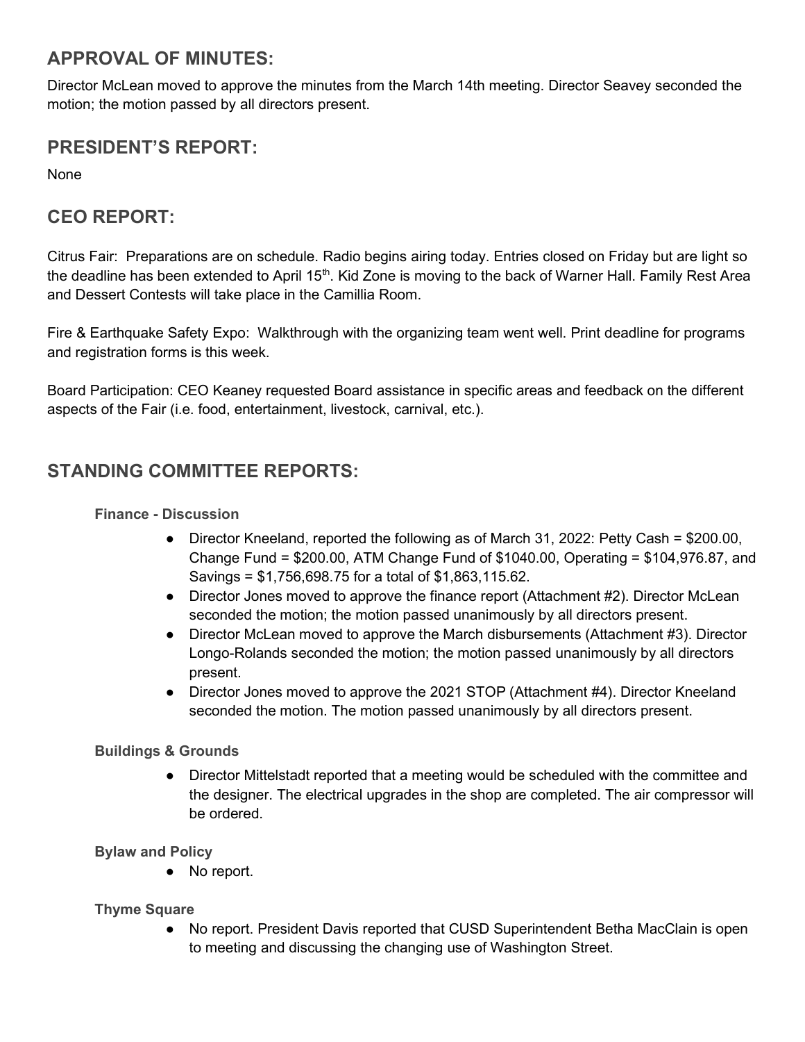## APPROVAL OF MINUTES:

Director McLean moved to approve the minutes from the March 14th meeting. Director Seavey seconded the motion; the motion passed by all directors present.

## PRESIDENT'S REPORT:

None

## CEO REPORT:

Citrus Fair: Preparations are on schedule. Radio begins airing today. Entries closed on Friday but are light so the deadline has been extended to April 15th. Kid Zone is moving to the back of Warner Hall. Family Rest Area and Dessert Contests will take place in the Camillia Room.

Fire & Earthquake Safety Expo: Walkthrough with the organizing team went well. Print deadline for programs and registration forms is this week.

Board Participation: CEO Keaney requested Board assistance in specific areas and feedback on the different aspects of the Fair (i.e. food, entertainment, livestock, carnival, etc.).

## STANDING COMMITTEE REPORTS:

### Finance - Discussion

- Director Kneeland, reported the following as of March 31, 2022: Petty Cash = $200.00, Change Fund = $200.00, ATM Change Fund of $1040.00, Operating = $104,976.87, and Savings = $1,756,698.75 for a total of $1,863,115.62.
- Director Jones moved to approve the finance report (Attachment #2). Director McLean seconded the motion; the motion passed unanimously by all directors present.
- Director McLean moved to approve the March disbursements (Attachment #3). Director Longo-Rolands seconded the motion; the motion passed unanimously by all directors present.
- Director Jones moved to approve the 2021 STOP (Attachment #4). Director Kneeland seconded the motion. The motion passed unanimously by all directors present.

### Buildings & Grounds

- Director Mittelstadt reported that a meeting would be scheduled with the committee and the designer. The electrical upgrades in the shop are completed. The air compressor will be ordered.

### Bylaw and Policy

- No report.

### Thyme Square

- No report. President Davis reported that CUSD Superintendent Betha MacClain is open to meeting and discussing the changing use of Washington Street.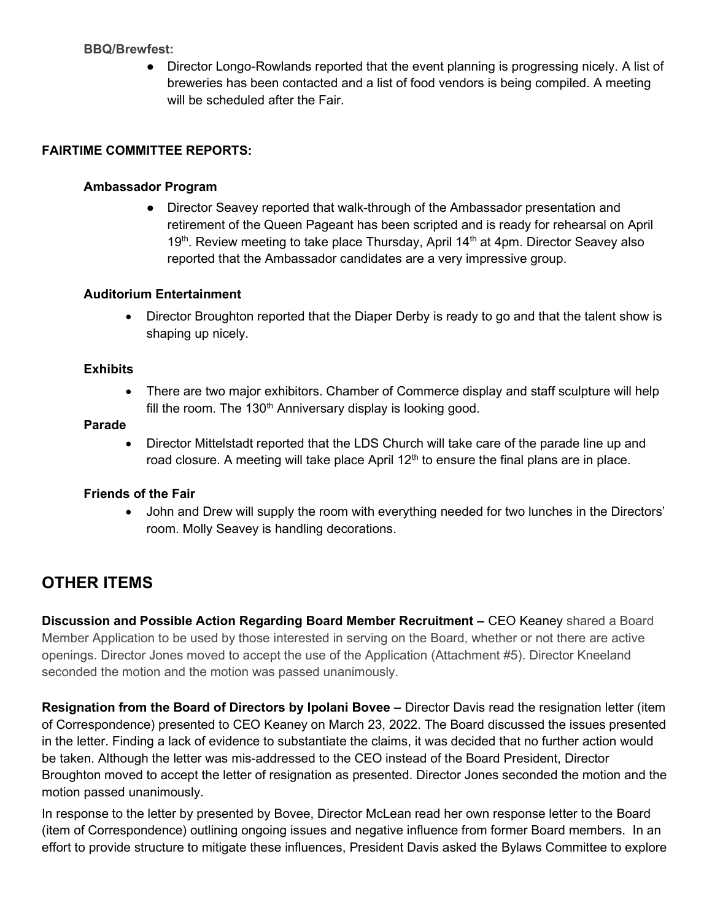**BBQ/Brewfest:**

- Director Longo-Rowlands reported that the event planning is progressing nicely. A list of breweries has been contacted and a list of food vendors is being compiled. A meeting will be scheduled after the Fair.

**FAIRTIME COMMITTEE REPORTS:**

**Ambassador Program**

- Director Seavey reported that walk-through of the Ambassador presentation and retirement of the Queen Pageant has been scripted and is ready for rehearsal on April 19th. Review meeting to take place Thursday, April 14th at 4pm. Director Seavey also reported that the Ambassador candidates are a very impressive group.

**Auditorium Entertainment**

- Director Broughton reported that the Diaper Derby is ready to go and that the talent show is shaping up nicely.

**Exhibits**

- There are two major exhibitors. Chamber of Commerce display and staff sculpture will help fill the room. The 130th Anniversary display is looking good.

**Parade**

- Director Mittelstadt reported that the LDS Church will take care of the parade line up and road closure. A meeting will take place April 12th to ensure the final plans are in place.

**Friends of the Fair**

- John and Drew will supply the room with everything needed for two lunches in the Directors' room. Molly Seavey is handling decorations.

## OTHER ITEMS

**Discussion and Possible Action Regarding Board Member Recruitment –** CEO Keaney shared a Board Member Application to be used by those interested in serving on the Board, whether or not there are active openings. Director Jones moved to accept the use of the Application (Attachment #5). Director Kneeland seconded the motion and the motion was passed unanimously.

**Resignation from the Board of Directors by Ipolani Bovee –** Director Davis read the resignation letter (item of Correspondence) presented to CEO Keaney on March 23, 2022. The Board discussed the issues presented in the letter. Finding a lack of evidence to substantiate the claims, it was decided that no further action would be taken. Although the letter was mis-addressed to the CEO instead of the Board President, Director Broughton moved to accept the letter of resignation as presented. Director Jones seconded the motion and the motion passed unanimously.

In response to the letter by presented by Bovee, Director McLean read her own response letter to the Board (item of Correspondence) outlining ongoing issues and negative influence from former Board members. In an effort to provide structure to mitigate these influences, President Davis asked the Bylaws Committee to explore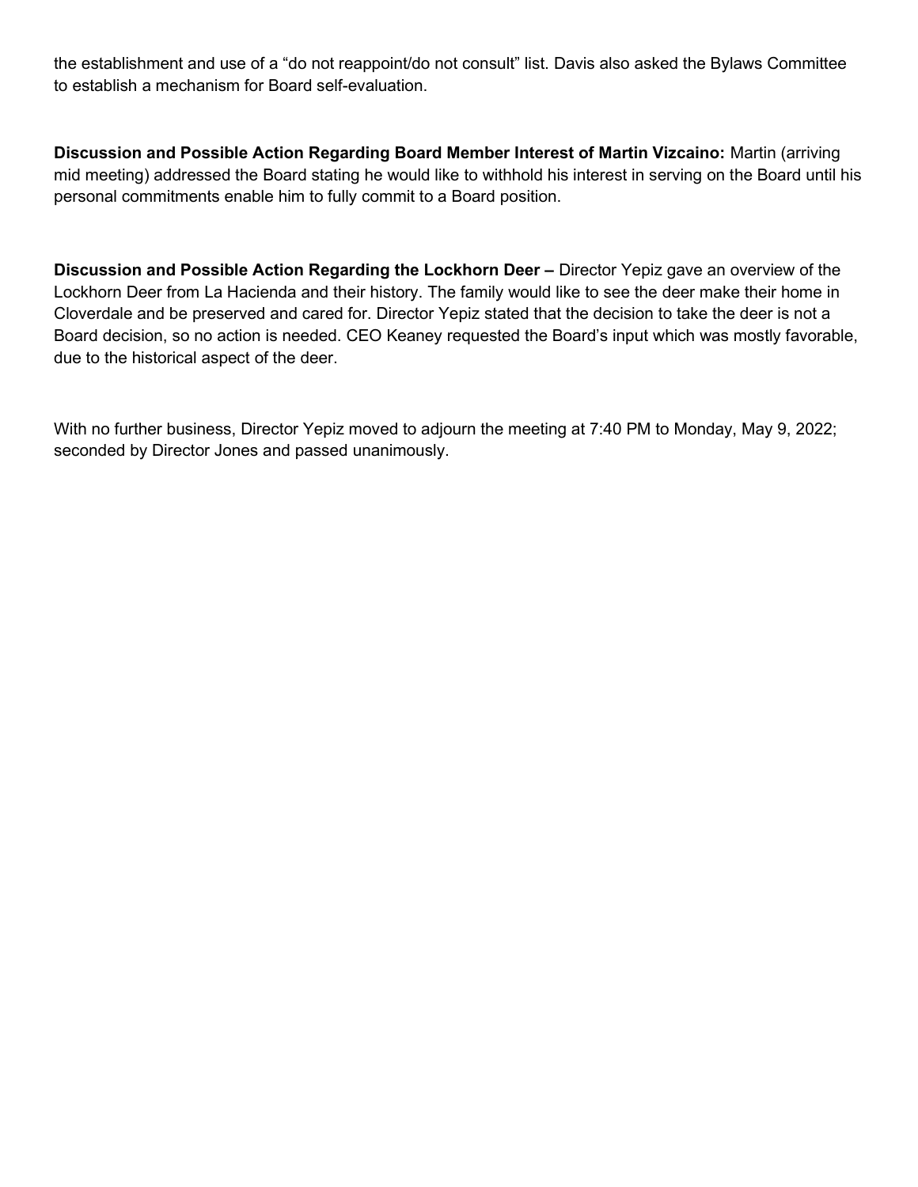the establishment and use of a "do not reappoint/do not consult" list. Davis also asked the Bylaws Committee to establish a mechanism for Board self-evaluation.

**Discussion and Possible Action Regarding Board Member Interest of Martin Vizcaino:** Martin (arriving mid meeting) addressed the Board stating he would like to withhold his interest in serving on the Board until his personal commitments enable him to fully commit to a Board position.

**Discussion and Possible Action Regarding the Lockhorn Deer –** Director Yepiz gave an overview of the Lockhorn Deer from La Hacienda and their history. The family would like to see the deer make their home in Cloverdale and be preserved and cared for. Director Yepiz stated that the decision to take the deer is not a Board decision, so no action is needed. CEO Keaney requested the Board's input which was mostly favorable, due to the historical aspect of the deer.

With no further business, Director Yepiz moved to adjourn the meeting at 7:40 PM to Monday, May 9, 2022; seconded by Director Jones and passed unanimously.